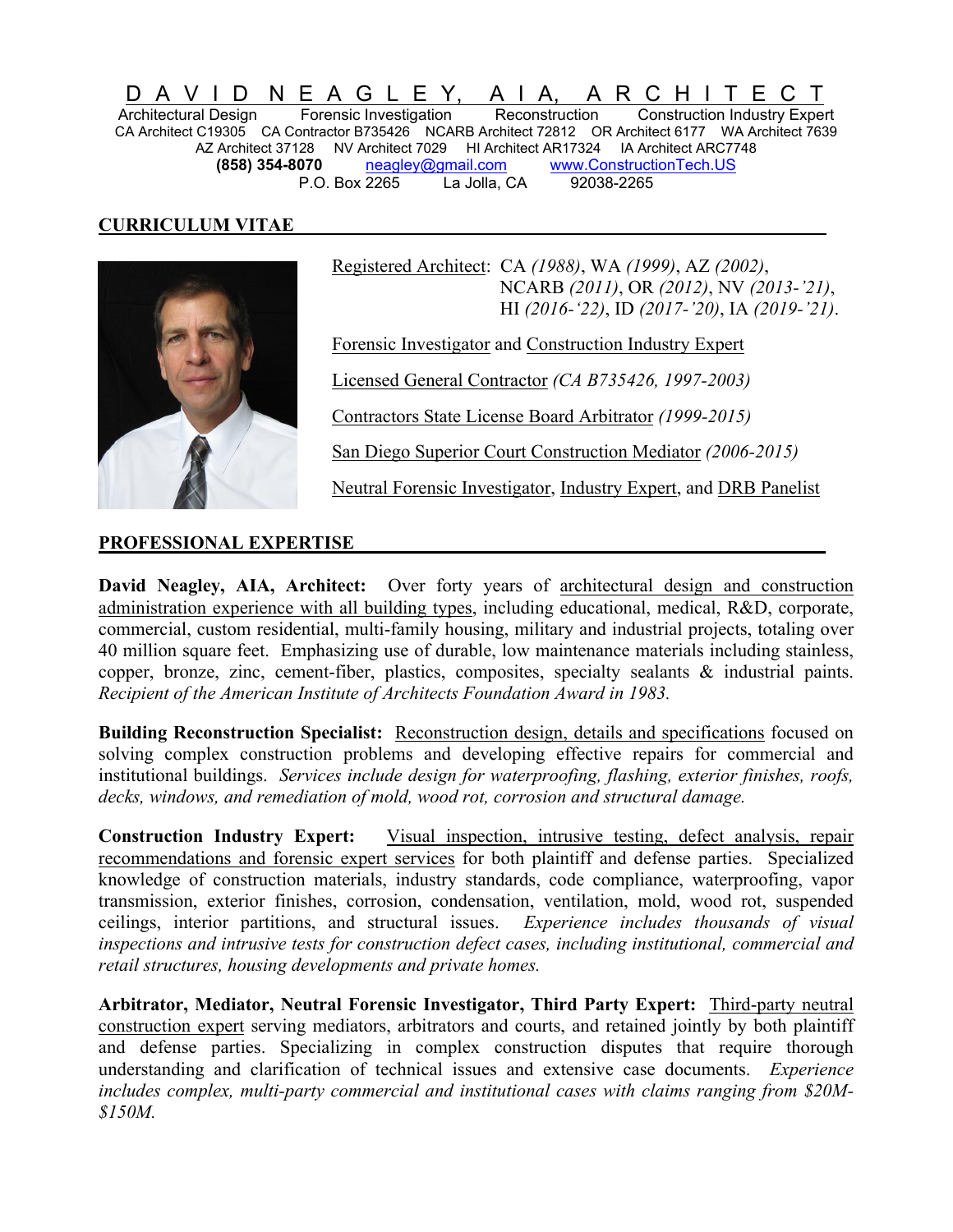# D A V I D   N E A G L E Y,   A I A,   A R C H I T E C T

Architectural Design    Forensic Investigation    Reconstruction    Construction Industry Expert

CA Architect C19305   CA Contractor B735426   NCARB Architect 72812   OR Architect 6177   WA Architect 7639

AZ Architect 37128   NV Architect 7029   HI Architect AR17324   IA Architect ARC7748

**(858) 354-8070**   neagley@gmail.com   www.ConstructionTech.US

P.O. Box 2265   La Jolla, CA   92038-2265

## CURRICULUM VITAE

Registered Architect: CA *(1988)*, WA *(1999)*, AZ *(2002)*, NCARB *(2011)*, OR *(2012)*, NV *(2013-'21)*, HI *(2016-'22)*, ID *(2017-'20)*, IA *(2019-'21)*.

Forensic Investigator and Construction Industry Expert

Licensed General Contractor *(CA B735426, 1997-2003)*

Contractors State License Board Arbitrator *(1999-2015)*

San Diego Superior Court Construction Mediator *(2006-2015)*

Neutral Forensic Investigator, Industry Expert, and DRB Panelist

## PROFESSIONAL EXPERTISE

**David Neagley, AIA, Architect:** Over forty years of architectural design and construction administration experience with all building types, including educational, medical, R&D, corporate, commercial, custom residential, multi-family housing, military and industrial projects, totaling over 40 million square feet. Emphasizing use of durable, low maintenance materials including stainless, copper, bronze, zinc, cement-fiber, plastics, composites, specialty sealants & industrial paints. *Recipient of the American Institute of Architects Foundation Award in 1983.*

**Building Reconstruction Specialist:** Reconstruction design, details and specifications focused on solving complex construction problems and developing effective repairs for commercial and institutional buildings. *Services include design for waterproofing, flashing, exterior finishes, roofs, decks, windows, and remediation of mold, wood rot, corrosion and structural damage.*

**Construction Industry Expert:** Visual inspection, intrusive testing, defect analysis, repair recommendations and forensic expert services for both plaintiff and defense parties. Specialized knowledge of construction materials, industry standards, code compliance, waterproofing, vapor transmission, exterior finishes, corrosion, condensation, ventilation, mold, wood rot, suspended ceilings, interior partitions, and structural issues. *Experience includes thousands of visual inspections and intrusive tests for construction defect cases, including institutional, commercial and retail structures, housing developments and private homes.*

**Arbitrator, Mediator, Neutral Forensic Investigator, Third Party Expert:** Third-party neutral construction expert serving mediators, arbitrators and courts, and retained jointly by both plaintiff and defense parties. Specializing in complex construction disputes that require thorough understanding and clarification of technical issues and extensive case documents. *Experience includes complex, multi-party commercial and institutional cases with claims ranging from $20M-$150M.*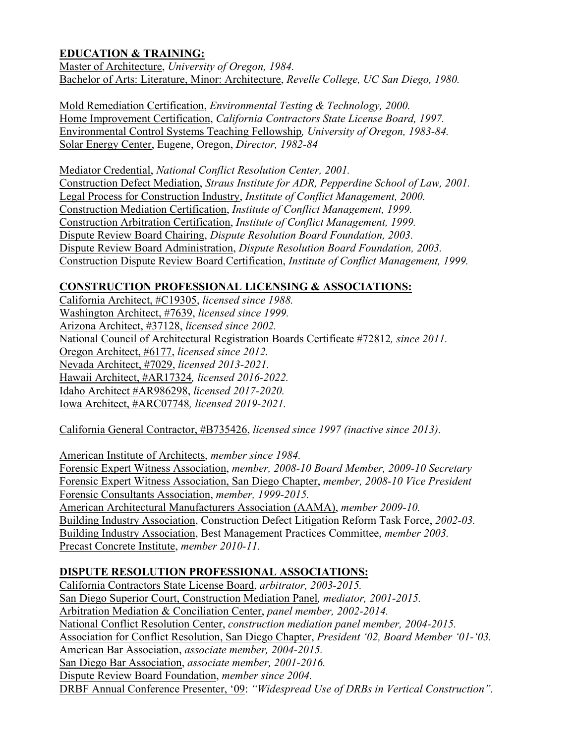## EDUCATION & TRAINING:

Master of Architecture, *University of Oregon, 1984.*
Bachelor of Arts: Literature, Minor: Architecture, *Revelle College, UC San Diego, 1980.*

Mold Remediation Certification, *Environmental Testing & Technology, 2000.*
Home Improvement Certification, *California Contractors State License Board, 1997.*
Environmental Control Systems Teaching Fellowship*, University of Oregon, 1983-84.*
Solar Energy Center, Eugene, Oregon, *Director, 1982-84*

Mediator Credential, *National Conflict Resolution Center, 2001.*
Construction Defect Mediation, *Straus Institute for ADR, Pepperdine School of Law, 2001.*
Legal Process for Construction Industry, *Institute of Conflict Management, 2000.*
Construction Mediation Certification, *Institute of Conflict Management, 1999.*
Construction Arbitration Certification, *Institute of Conflict Management, 1999.*
Dispute Review Board Chairing, *Dispute Resolution Board Foundation, 2003.*
Dispute Review Board Administration, *Dispute Resolution Board Foundation, 2003.*
Construction Dispute Review Board Certification, *Institute of Conflict Management, 1999.*

## CONSTRUCTION PROFESSIONAL LICENSING & ASSOCIATIONS:

California Architect, #C19305, *licensed since 1988.*
Washington Architect, #7639, *licensed since 1999.*
Arizona Architect, #37128, *licensed since 2002.*
National Council of Architectural Registration Boards Certificate #72812*, since 2011.*
Oregon Architect, #6177, *licensed since 2012.*
Nevada Architect, #7029, *licensed 2013-2021.*
Hawaii Architect, #AR17324*, licensed 2016-2022.*
Idaho Architect #AR986298, *licensed 2017-2020.*
Iowa Architect, #ARC07748*, licensed 2019-2021.*

California General Contractor, #B735426, *licensed since 1997 (inactive since 2013).*

American Institute of Architects, *member since 1984.*
Forensic Expert Witness Association, *member, 2008-10 Board Member, 2009-10 Secretary*
Forensic Expert Witness Association, San Diego Chapter, *member, 2008-10 Vice President*
Forensic Consultants Association, *member, 1999-2015.*
American Architectural Manufacturers Association (AAMA), *member 2009-10.*
Building Industry Association, Construction Defect Litigation Reform Task Force, *2002-03.*
Building Industry Association, Best Management Practices Committee, *member 2003.*
Precast Concrete Institute, *member 2010-11.*

## DISPUTE RESOLUTION PROFESSIONAL ASSOCIATIONS:

California Contractors State License Board, *arbitrator, 2003-2015.*
San Diego Superior Court, Construction Mediation Panel*, mediator, 2001-2015.*
Arbitration Mediation & Conciliation Center, *panel member, 2002-2014.*
National Conflict Resolution Center, *construction mediation panel member, 2004-2015.*
Association for Conflict Resolution, San Diego Chapter, *President '02, Board Member '01-'03.*
American Bar Association, *associate member, 2004-2015.*
San Diego Bar Association, *associate member, 2001-2016.*
Dispute Review Board Foundation, *member since 2004.*
DRBF Annual Conference Presenter, '09: *"Widespread Use of DRBs in Vertical Construction".*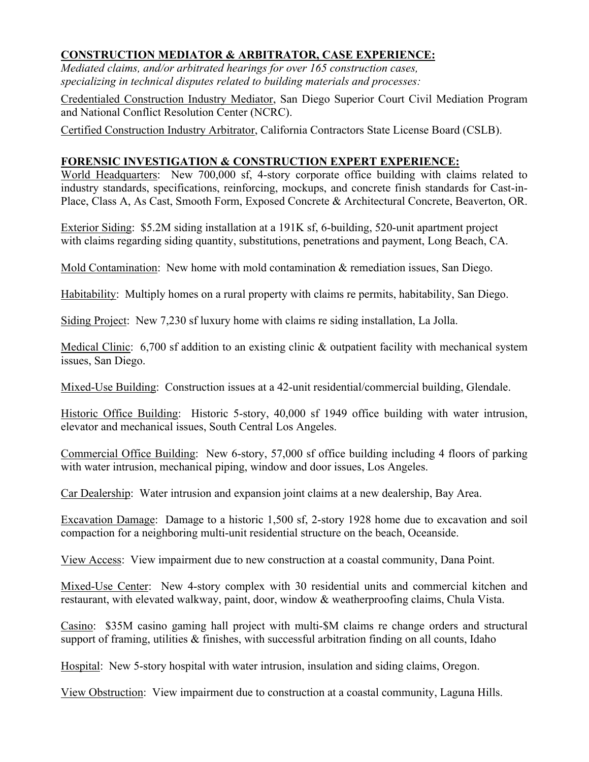**CONSTRUCTION MEDIATOR & ARBITRATOR, CASE EXPERIENCE:**

*Mediated claims, and/or arbitrated hearings for over 165 construction cases, specializing in technical disputes related to building materials and processes:*

<u>Credentialed Construction Industry Mediator</u>, San Diego Superior Court Civil Mediation Program and National Conflict Resolution Center (NCRC).

<u>Certified Construction Industry Arbitrator</u>, California Contractors State License Board (CSLB).

**FORENSIC INVESTIGATION & CONSTRUCTION EXPERT EXPERIENCE:**

<u>World Headquarters</u>: New 700,000 sf, 4-story corporate office building with claims related to industry standards, specifications, reinforcing, mockups, and concrete finish standards for Cast-in-Place, Class A, As Cast, Smooth Form, Exposed Concrete & Architectural Concrete, Beaverton, OR.

<u>Exterior Siding</u>: $5.2M siding installation at a 191K sf, 6-building, 520-unit apartment project with claims regarding siding quantity, substitutions, penetrations and payment, Long Beach, CA.

<u>Mold Contamination</u>: New home with mold contamination & remediation issues, San Diego.

<u>Habitability</u>: Multiply homes on a rural property with claims re permits, habitability, San Diego.

<u>Siding Project</u>: New 7,230 sf luxury home with claims re siding installation, La Jolla.

<u>Medical Clinic</u>: 6,700 sf addition to an existing clinic & outpatient facility with mechanical system issues, San Diego.

<u>Mixed-Use Building</u>: Construction issues at a 42-unit residential/commercial building, Glendale.

<u>Historic Office Building</u>: Historic 5-story, 40,000 sf 1949 office building with water intrusion, elevator and mechanical issues, South Central Los Angeles.

<u>Commercial Office Building</u>: New 6-story, 57,000 sf office building including 4 floors of parking with water intrusion, mechanical piping, window and door issues, Los Angeles.

<u>Car Dealership</u>: Water intrusion and expansion joint claims at a new dealership, Bay Area.

<u>Excavation Damage</u>: Damage to a historic 1,500 sf, 2-story 1928 home due to excavation and soil compaction for a neighboring multi-unit residential structure on the beach, Oceanside.

<u>View Access</u>: View impairment due to new construction at a coastal community, Dana Point.

<u>Mixed-Use Center</u>: New 4-story complex with 30 residential units and commercial kitchen and restaurant, with elevated walkway, paint, door, window & weatherproofing claims, Chula Vista.

<u>Casino</u>: $35M casino gaming hall project with multi-$M claims re change orders and structural support of framing, utilities & finishes, with successful arbitration finding on all counts, Idaho

<u>Hospital</u>: New 5-story hospital with water intrusion, insulation and siding claims, Oregon.

<u>View Obstruction</u>: View impairment due to construction at a coastal community, Laguna Hills.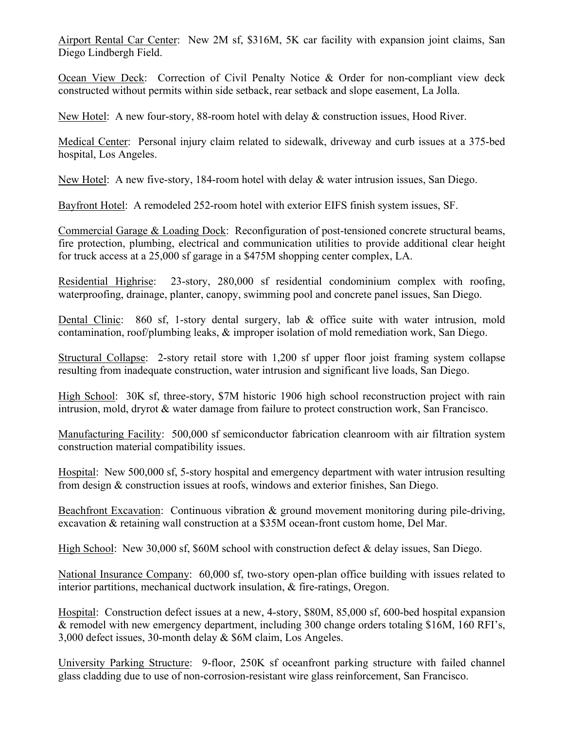<u>Airport Rental Car Center</u>: New 2M sf, $316M, 5K car facility with expansion joint claims, San Diego Lindbergh Field.

<u>Ocean View Deck</u>: Correction of Civil Penalty Notice & Order for non-compliant view deck constructed without permits within side setback, rear setback and slope easement, La Jolla.

<u>New Hotel</u>: A new four-story, 88-room hotel with delay & construction issues, Hood River.

<u>Medical Center</u>: Personal injury claim related to sidewalk, driveway and curb issues at a 375-bed hospital, Los Angeles.

<u>New Hotel</u>: A new five-story, 184-room hotel with delay & water intrusion issues, San Diego.

<u>Bayfront Hotel</u>: A remodeled 252-room hotel with exterior EIFS finish system issues, SF.

<u>Commercial Garage & Loading Dock</u>: Reconfiguration of post-tensioned concrete structural beams, fire protection, plumbing, electrical and communication utilities to provide additional clear height for truck access at a 25,000 sf garage in a $475M shopping center complex, LA.

<u>Residential Highrise</u>: 23-story, 280,000 sf residential condominium complex with roofing, waterproofing, drainage, planter, canopy, swimming pool and concrete panel issues, San Diego.

<u>Dental Clinic</u>: 860 sf, 1-story dental surgery, lab & office suite with water intrusion, mold contamination, roof/plumbing leaks, & improper isolation of mold remediation work, San Diego.

<u>Structural Collapse</u>: 2-story retail store with 1,200 sf upper floor joist framing system collapse resulting from inadequate construction, water intrusion and significant live loads, San Diego.

<u>High School</u>: 30K sf, three-story, $7M historic 1906 high school reconstruction project with rain intrusion, mold, dryrot & water damage from failure to protect construction work, San Francisco.

<u>Manufacturing Facility</u>: 500,000 sf semiconductor fabrication cleanroom with air filtration system construction material compatibility issues.

<u>Hospital</u>: New 500,000 sf, 5-story hospital and emergency department with water intrusion resulting from design & construction issues at roofs, windows and exterior finishes, San Diego.

<u>Beachfront Excavation</u>: Continuous vibration & ground movement monitoring during pile-driving, excavation & retaining wall construction at a $35M ocean-front custom home, Del Mar.

<u>High School</u>: New 30,000 sf, $60M school with construction defect & delay issues, San Diego.

<u>National Insurance Company</u>: 60,000 sf, two-story open-plan office building with issues related to interior partitions, mechanical ductwork insulation, & fire-ratings, Oregon.

<u>Hospital</u>: Construction defect issues at a new, 4-story, $80M, 85,000 sf, 600-bed hospital expansion & remodel with new emergency department, including 300 change orders totaling $16M, 160 RFI's, 3,000 defect issues, 30-month delay & $6M claim, Los Angeles.

<u>University Parking Structure</u>: 9-floor, 250K sf oceanfront parking structure with failed channel glass cladding due to use of non-corrosion-resistant wire glass reinforcement, San Francisco.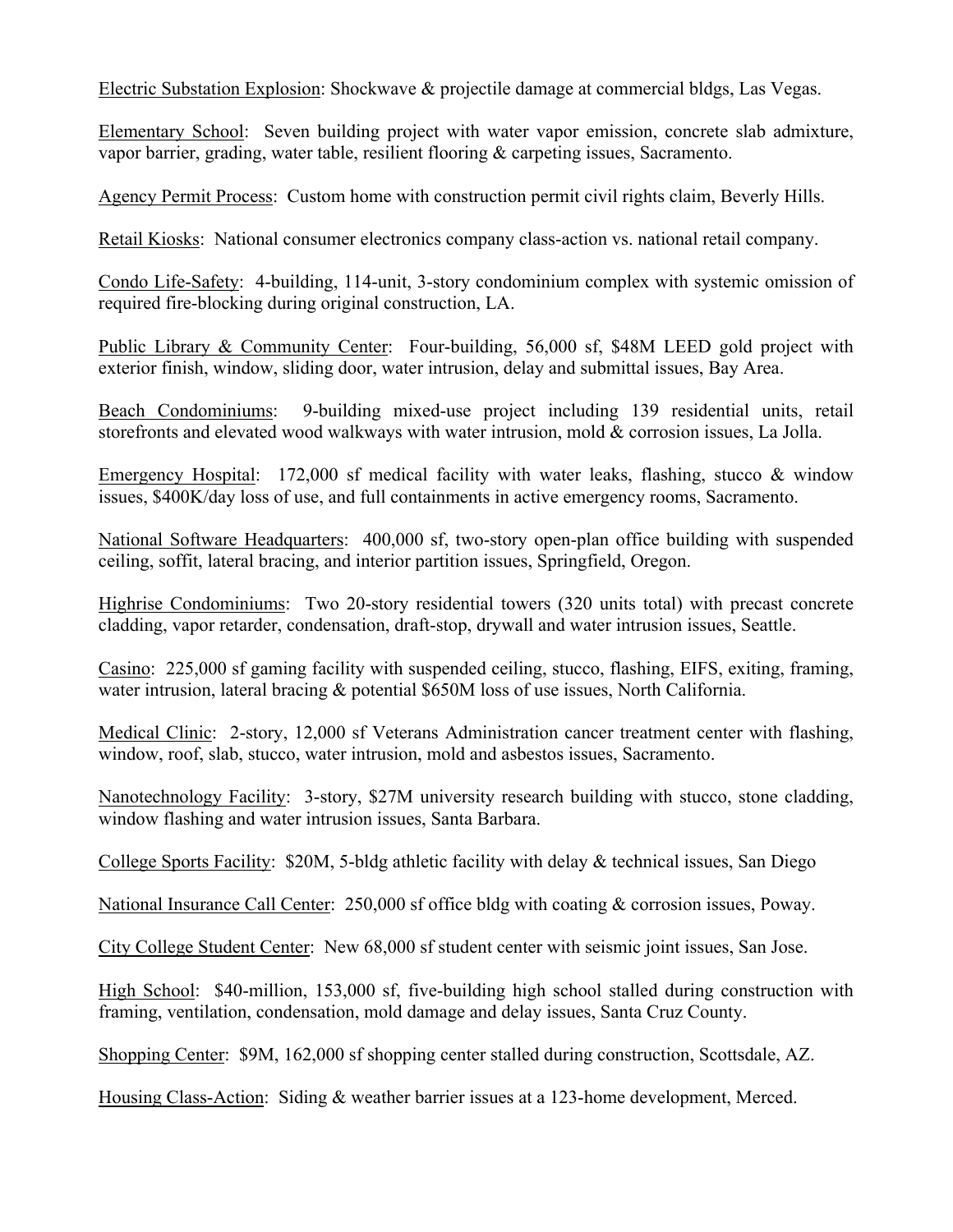<u>Electric Substation Explosion</u>: Shockwave & projectile damage at commercial bldgs, Las Vegas.

<u>Elementary School</u>: Seven building project with water vapor emission, concrete slab admixture, vapor barrier, grading, water table, resilient flooring & carpeting issues, Sacramento.

<u>Agency Permit Process</u>: Custom home with construction permit civil rights claim, Beverly Hills.

<u>Retail Kiosks</u>: National consumer electronics company class-action vs. national retail company.

<u>Condo Life-Safety</u>: 4-building, 114-unit, 3-story condominium complex with systemic omission of required fire-blocking during original construction, LA.

<u>Public Library & Community Center</u>: Four-building, 56,000 sf, $48M LEED gold project with exterior finish, window, sliding door, water intrusion, delay and submittal issues, Bay Area.

<u>Beach Condominiums</u>: 9-building mixed-use project including 139 residential units, retail storefronts and elevated wood walkways with water intrusion, mold & corrosion issues, La Jolla.

<u>Emergency Hospital</u>: 172,000 sf medical facility with water leaks, flashing, stucco & window issues, $400K/day loss of use, and full containments in active emergency rooms, Sacramento.

<u>National Software Headquarters</u>: 400,000 sf, two-story open-plan office building with suspended ceiling, soffit, lateral bracing, and interior partition issues, Springfield, Oregon.

<u>Highrise Condominiums</u>: Two 20-story residential towers (320 units total) with precast concrete cladding, vapor retarder, condensation, draft-stop, drywall and water intrusion issues, Seattle.

<u>Casino</u>: 225,000 sf gaming facility with suspended ceiling, stucco, flashing, EIFS, exiting, framing, water intrusion, lateral bracing & potential $650M loss of use issues, North California.

<u>Medical Clinic</u>: 2-story, 12,000 sf Veterans Administration cancer treatment center with flashing, window, roof, slab, stucco, water intrusion, mold and asbestos issues, Sacramento.

<u>Nanotechnology Facility</u>: 3-story, $27M university research building with stucco, stone cladding, window flashing and water intrusion issues, Santa Barbara.

<u>College Sports Facility</u>: $20M, 5-bldg athletic facility with delay & technical issues, San Diego

<u>National Insurance Call Center</u>: 250,000 sf office bldg with coating & corrosion issues, Poway.

<u>City College Student Center</u>: New 68,000 sf student center with seismic joint issues, San Jose.

<u>High School</u>: $40-million, 153,000 sf, five-building high school stalled during construction with framing, ventilation, condensation, mold damage and delay issues, Santa Cruz County.

<u>Shopping Center</u>: $9M, 162,000 sf shopping center stalled during construction, Scottsdale, AZ.

<u>Housing Class-Action</u>: Siding & weather barrier issues at a 123-home development, Merced.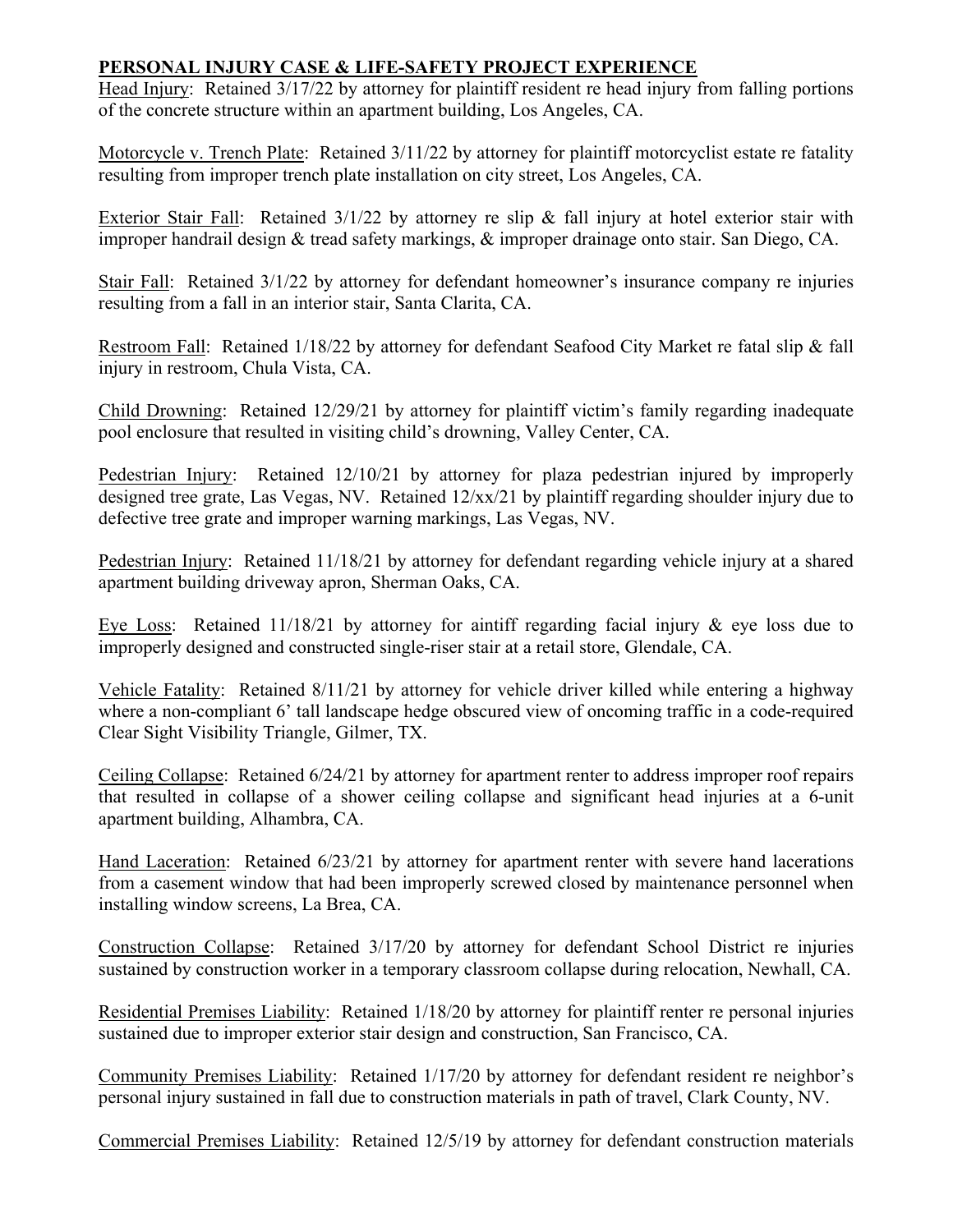**PERSONAL INJURY CASE & LIFE-SAFETY PROJECT EXPERIENCE**

Head Injury: Retained 3/17/22 by attorney for plaintiff resident re head injury from falling portions of the concrete structure within an apartment building, Los Angeles, CA.

Motorcycle v. Trench Plate: Retained 3/11/22 by attorney for plaintiff motorcyclist estate re fatality resulting from improper trench plate installation on city street, Los Angeles, CA.

Exterior Stair Fall: Retained 3/1/22 by attorney re slip & fall injury at hotel exterior stair with improper handrail design & tread safety markings, & improper drainage onto stair. San Diego, CA.

Stair Fall: Retained 3/1/22 by attorney for defendant homeowner's insurance company re injuries resulting from a fall in an interior stair, Santa Clarita, CA.

Restroom Fall: Retained 1/18/22 by attorney for defendant Seafood City Market re fatal slip & fall injury in restroom, Chula Vista, CA.

Child Drowning: Retained 12/29/21 by attorney for plaintiff victim's family regarding inadequate pool enclosure that resulted in visiting child's drowning, Valley Center, CA.

Pedestrian Injury: Retained 12/10/21 by attorney for plaza pedestrian injured by improperly designed tree grate, Las Vegas, NV. Retained 12/xx/21 by plaintiff regarding shoulder injury due to defective tree grate and improper warning markings, Las Vegas, NV.

Pedestrian Injury: Retained 11/18/21 by attorney for defendant regarding vehicle injury at a shared apartment building driveway apron, Sherman Oaks, CA.

Eye Loss: Retained 11/18/21 by attorney for aintiff regarding facial injury & eye loss due to improperly designed and constructed single-riser stair at a retail store, Glendale, CA.

Vehicle Fatality: Retained 8/11/21 by attorney for vehicle driver killed while entering a highway where a non-compliant 6' tall landscape hedge obscured view of oncoming traffic in a code-required Clear Sight Visibility Triangle, Gilmer, TX.

Ceiling Collapse: Retained 6/24/21 by attorney for apartment renter to address improper roof repairs that resulted in collapse of a shower ceiling collapse and significant head injuries at a 6-unit apartment building, Alhambra, CA.

Hand Laceration: Retained 6/23/21 by attorney for apartment renter with severe hand lacerations from a casement window that had been improperly screwed closed by maintenance personnel when installing window screens, La Brea, CA.

Construction Collapse: Retained 3/17/20 by attorney for defendant School District re injuries sustained by construction worker in a temporary classroom collapse during relocation, Newhall, CA.

Residential Premises Liability: Retained 1/18/20 by attorney for plaintiff renter re personal injuries sustained due to improper exterior stair design and construction, San Francisco, CA.

Community Premises Liability: Retained 1/17/20 by attorney for defendant resident re neighbor's personal injury sustained in fall due to construction materials in path of travel, Clark County, NV.

Commercial Premises Liability: Retained 12/5/19 by attorney for defendant construction materials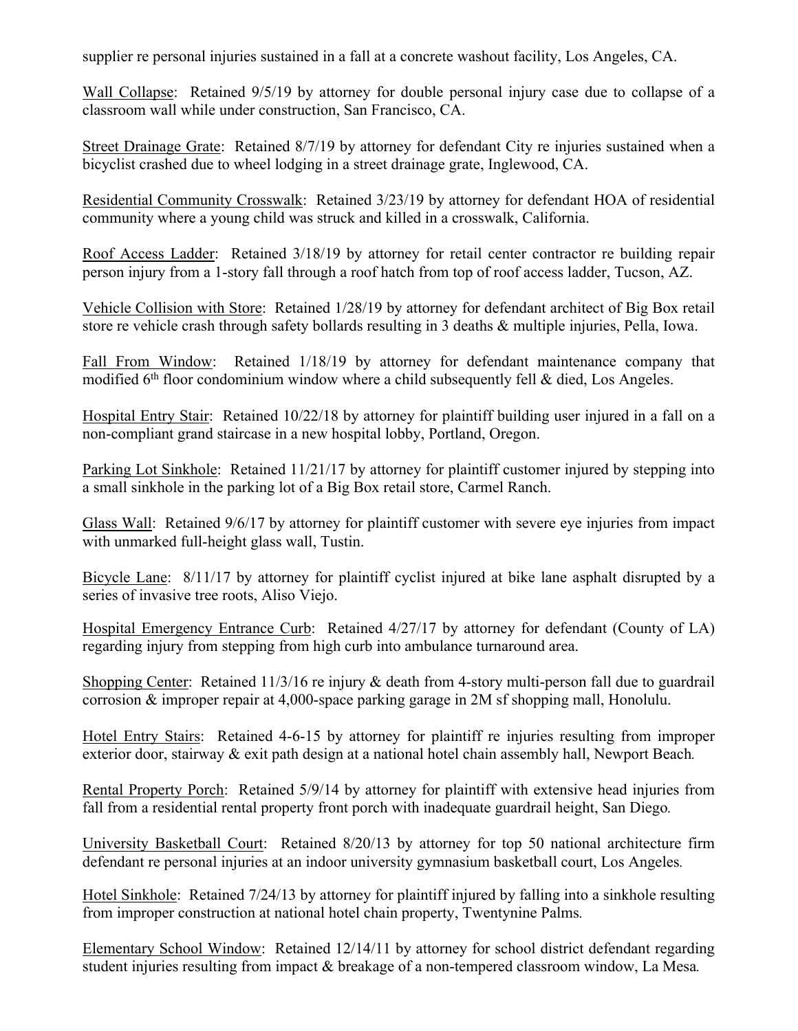supplier re personal injuries sustained in a fall at a concrete washout facility, Los Angeles, CA.

<u>Wall Collapse</u>: Retained 9/5/19 by attorney for double personal injury case due to collapse of a classroom wall while under construction, San Francisco, CA.

<u>Street Drainage Grate</u>: Retained 8/7/19 by attorney for defendant City re injuries sustained when a bicyclist crashed due to wheel lodging in a street drainage grate, Inglewood, CA.

<u>Residential Community Crosswalk</u>: Retained 3/23/19 by attorney for defendant HOA of residential community where a young child was struck and killed in a crosswalk, California.

<u>Roof Access Ladder</u>: Retained 3/18/19 by attorney for retail center contractor re building repair person injury from a 1-story fall through a roof hatch from top of roof access ladder, Tucson, AZ.

<u>Vehicle Collision with Store</u>: Retained 1/28/19 by attorney for defendant architect of Big Box retail store re vehicle crash through safety bollards resulting in 3 deaths & multiple injuries, Pella, Iowa.

<u>Fall From Window</u>: Retained 1/18/19 by attorney for defendant maintenance company that modified 6th floor condominium window where a child subsequently fell & died, Los Angeles.

<u>Hospital Entry Stair</u>: Retained 10/22/18 by attorney for plaintiff building user injured in a fall on a non-compliant grand staircase in a new hospital lobby, Portland, Oregon.

<u>Parking Lot Sinkhole</u>: Retained 11/21/17 by attorney for plaintiff customer injured by stepping into a small sinkhole in the parking lot of a Big Box retail store, Carmel Ranch.

<u>Glass Wall</u>: Retained 9/6/17 by attorney for plaintiff customer with severe eye injuries from impact with unmarked full-height glass wall, Tustin.

<u>Bicycle Lane</u>: 8/11/17 by attorney for plaintiff cyclist injured at bike lane asphalt disrupted by a series of invasive tree roots, Aliso Viejo.

<u>Hospital Emergency Entrance Curb</u>: Retained 4/27/17 by attorney for defendant (County of LA) regarding injury from stepping from high curb into ambulance turnaround area.

<u>Shopping Center</u>: Retained 11/3/16 re injury & death from 4-story multi-person fall due to guardrail corrosion & improper repair at 4,000-space parking garage in 2M sf shopping mall, Honolulu.

<u>Hotel Entry Stairs</u>: Retained 4-6-15 by attorney for plaintiff re injuries resulting from improper exterior door, stairway & exit path design at a national hotel chain assembly hall, Newport Beach.

<u>Rental Property Porch</u>: Retained 5/9/14 by attorney for plaintiff with extensive head injuries from fall from a residential rental property front porch with inadequate guardrail height, San Diego.

<u>University Basketball Court</u>: Retained 8/20/13 by attorney for top 50 national architecture firm defendant re personal injuries at an indoor university gymnasium basketball court, Los Angeles.

<u>Hotel Sinkhole</u>: Retained 7/24/13 by attorney for plaintiff injured by falling into a sinkhole resulting from improper construction at national hotel chain property, Twentynine Palms.

<u>Elementary School Window</u>: Retained 12/14/11 by attorney for school district defendant regarding student injuries resulting from impact & breakage of a non-tempered classroom window, La Mesa.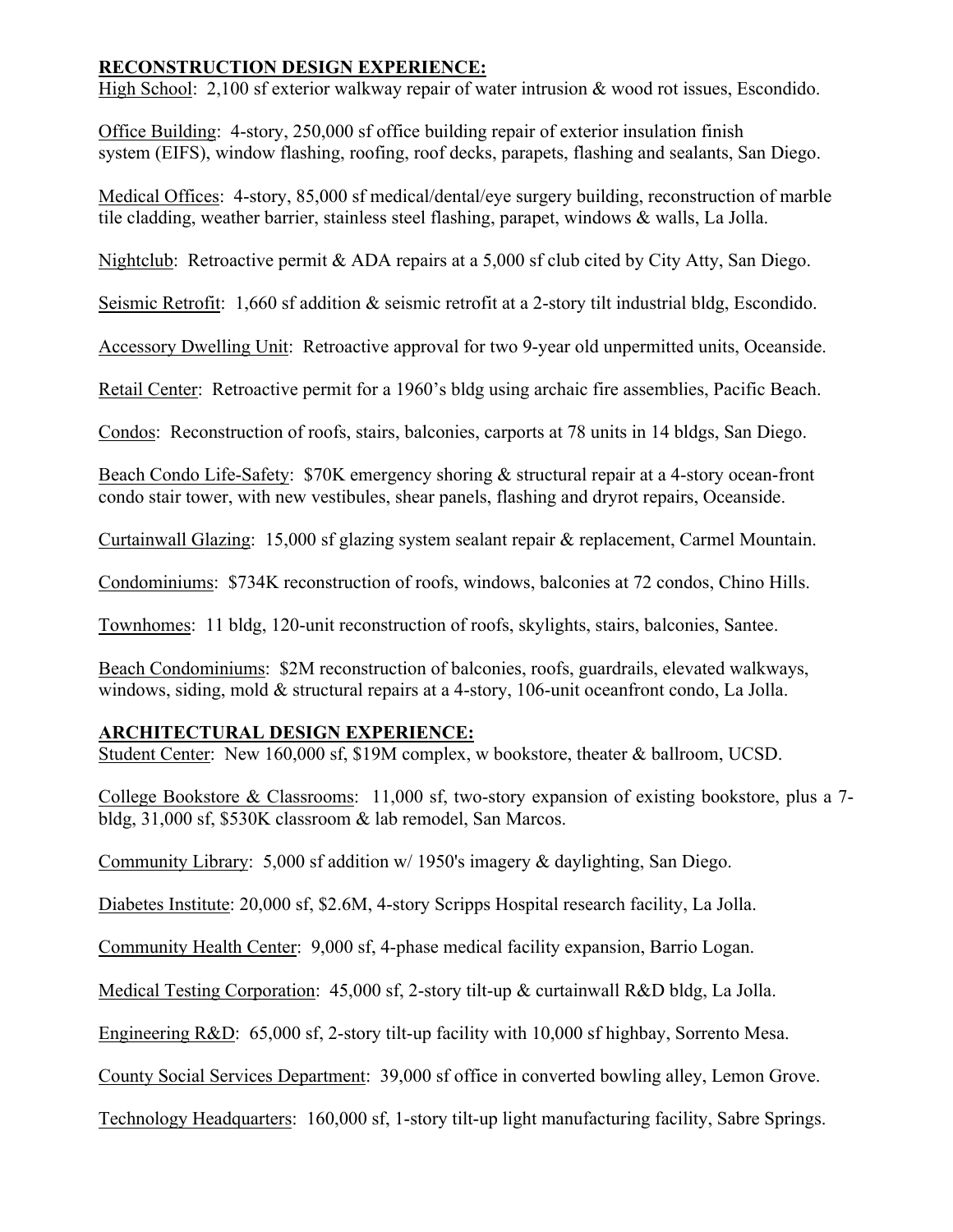**RECONSTRUCTION DESIGN EXPERIENCE:**

High School: 2,100 sf exterior walkway repair of water intrusion & wood rot issues, Escondido.

Office Building: 4-story, 250,000 sf office building repair of exterior insulation finish system (EIFS), window flashing, roofing, roof decks, parapets, flashing and sealants, San Diego.

Medical Offices: 4-story, 85,000 sf medical/dental/eye surgery building, reconstruction of marble tile cladding, weather barrier, stainless steel flashing, parapet, windows & walls, La Jolla.

Nightclub: Retroactive permit & ADA repairs at a 5,000 sf club cited by City Atty, San Diego.

Seismic Retrofit: 1,660 sf addition & seismic retrofit at a 2-story tilt industrial bldg, Escondido.

Accessory Dwelling Unit: Retroactive approval for two 9-year old unpermitted units, Oceanside.

Retail Center: Retroactive permit for a 1960's bldg using archaic fire assemblies, Pacific Beach.

Condos: Reconstruction of roofs, stairs, balconies, carports at 78 units in 14 bldgs, San Diego.

Beach Condo Life-Safety: $70K emergency shoring & structural repair at a 4-story ocean-front condo stair tower, with new vestibules, shear panels, flashing and dryrot repairs, Oceanside.

Curtainwall Glazing: 15,000 sf glazing system sealant repair & replacement, Carmel Mountain.

Condominiums: $734K reconstruction of roofs, windows, balconies at 72 condos, Chino Hills.

Townhomes: 11 bldg, 120-unit reconstruction of roofs, skylights, stairs, balconies, Santee.

Beach Condominiums: $2M reconstruction of balconies, roofs, guardrails, elevated walkways, windows, siding, mold & structural repairs at a 4-story, 106-unit oceanfront condo, La Jolla.

**ARCHITECTURAL DESIGN EXPERIENCE:**

Student Center: New 160,000 sf, $19M complex, w bookstore, theater & ballroom, UCSD.

College Bookstore & Classrooms: 11,000 sf, two-story expansion of existing bookstore, plus a 7-bldg, 31,000 sf, $530K classroom & lab remodel, San Marcos.

Community Library: 5,000 sf addition w/ 1950's imagery & daylighting, San Diego.

Diabetes Institute: 20,000 sf, $2.6M, 4-story Scripps Hospital research facility, La Jolla.

Community Health Center: 9,000 sf, 4-phase medical facility expansion, Barrio Logan.

Medical Testing Corporation: 45,000 sf, 2-story tilt-up & curtainwall R&D bldg, La Jolla.

Engineering R&D: 65,000 sf, 2-story tilt-up facility with 10,000 sf highbay, Sorrento Mesa.

County Social Services Department: 39,000 sf office in converted bowling alley, Lemon Grove.

Technology Headquarters: 160,000 sf, 1-story tilt-up light manufacturing facility, Sabre Springs.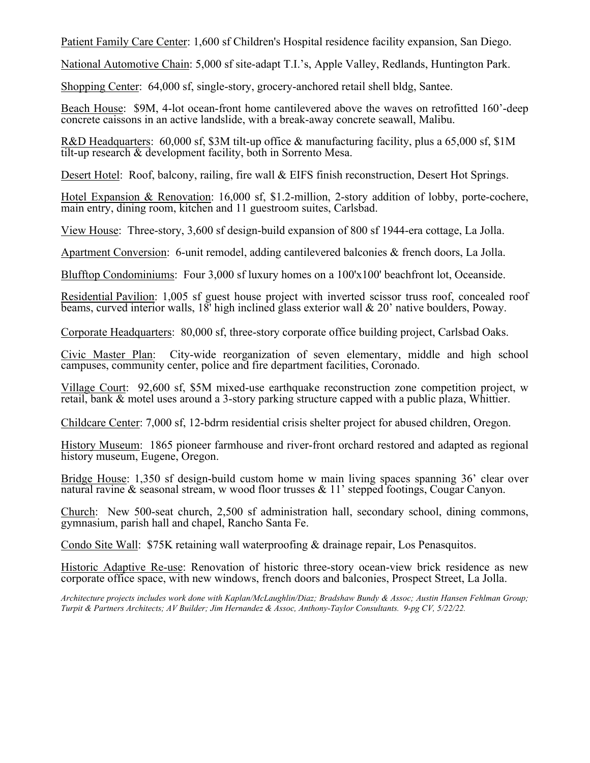Patient Family Care Center: 1,600 sf Children's Hospital residence facility expansion, San Diego.

National Automotive Chain: 5,000 sf site-adapt T.I.'s, Apple Valley, Redlands, Huntington Park.

Shopping Center: 64,000 sf, single-story, grocery-anchored retail shell bldg, Santee.

Beach House: $9M, 4-lot ocean-front home cantilevered above the waves on retrofitted 160'-deep concrete caissons in an active landslide, with a break-away concrete seawall, Malibu.

R&D Headquarters: 60,000 sf, $3M tilt-up office & manufacturing facility, plus a 65,000 sf, $1M tilt-up research & development facility, both in Sorrento Mesa.

Desert Hotel: Roof, balcony, railing, fire wall & EIFS finish reconstruction, Desert Hot Springs.

Hotel Expansion & Renovation: 16,000 sf, $1.2-million, 2-story addition of lobby, porte-cochere, main entry, dining room, kitchen and 11 guestroom suites, Carlsbad.

View House: Three-story, 3,600 sf design-build expansion of 800 sf 1944-era cottage, La Jolla.

Apartment Conversion: 6-unit remodel, adding cantilevered balconies & french doors, La Jolla.

Blufftop Condominiums: Four 3,000 sf luxury homes on a 100'x100' beachfront lot, Oceanside.

Residential Pavilion: 1,005 sf guest house project with inverted scissor truss roof, concealed roof beams, curved interior walls, 18' high inclined glass exterior wall & 20' native boulders, Poway.

Corporate Headquarters: 80,000 sf, three-story corporate office building project, Carlsbad Oaks.

Civic Master Plan: City-wide reorganization of seven elementary, middle and high school campuses, community center, police and fire department facilities, Coronado.

Village Court: 92,600 sf, $5M mixed-use earthquake reconstruction zone competition project, w retail, bank & motel uses around a 3-story parking structure capped with a public plaza, Whittier.

Childcare Center: 7,000 sf, 12-bdrm residential crisis shelter project for abused children, Oregon.

History Museum: 1865 pioneer farmhouse and river-front orchard restored and adapted as regional history museum, Eugene, Oregon.

Bridge House: 1,350 sf design-build custom home w main living spaces spanning 36' clear over natural ravine & seasonal stream, w wood floor trusses & 11' stepped footings, Cougar Canyon.

Church: New 500-seat church, 2,500 sf administration hall, secondary school, dining commons, gymnasium, parish hall and chapel, Rancho Santa Fe.

Condo Site Wall: $75K retaining wall waterproofing & drainage repair, Los Penasquitos.

Historic Adaptive Re-use: Renovation of historic three-story ocean-view brick residence as new corporate office space, with new windows, french doors and balconies, Prospect Street, La Jolla.

*Architecture projects includes work done with Kaplan/McLaughlin/Diaz; Bradshaw Bundy & Assoc; Austin Hansen Fehlman Group; Turpit & Partners Architects; AV Builder; Jim Hernandez & Assoc, Anthony-Taylor Consultants. 9-pg CV, 5/22/22.*